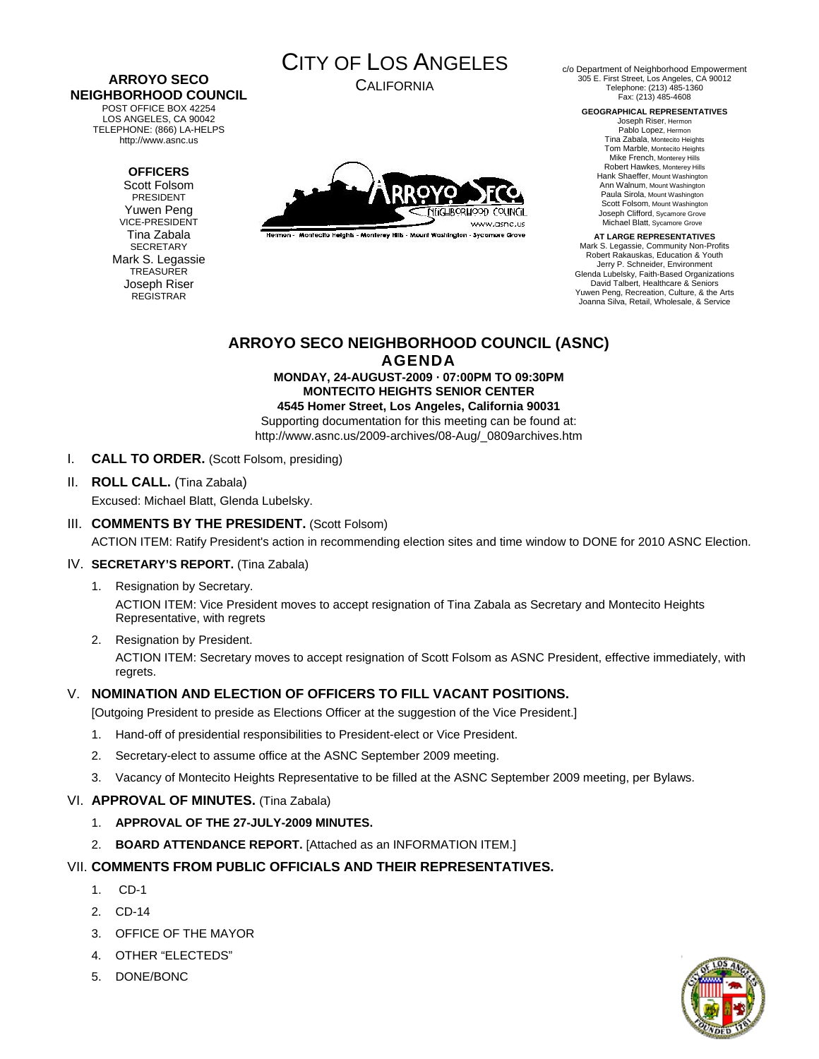**ARROYO SECO NEIGHBORHOOD COUNCIL**
POST OFFICE BOX 42254
LOS ANGELES, CA 90042
TELEPHONE: (866) LA-HELPS
http://www.asnc.us

**OFFICERS**
Scott Folsom
PRESIDENT
Yuwen Peng
VICE-PRESIDENT
Tina Zabala
SECRETARY
Mark S. Legassie
TREASURER
Joseph Riser
REGISTRAR

# CITY OF LOS ANGELES
CALIFORNIA

ARROYO SECO NEIGHBORHOOD COUNCIL
www.asnc.us
Hermon - Montecito Heights - Monterey Hills - Mount Washington - Sycamore Grove

c/o Department of Neighborhood Empowerment
305 E. First Street, Los Angeles, CA 90012
Telephone: (213) 485-1360
Fax: (213) 485-4608

**GEOGRAPHICAL REPRESENTATIVES**
Joseph Riser, Hermon
Pablo Lopez, Hermon
Tina Zabala, Montecito Heights
Tom Marble, Montecito Heights
Mike French, Monterey Hills
Robert Hawkes, Monterey Hills
Hank Shaeffer, Mount Washington
Ann Walnum, Mount Washington
Paula Sirola, Mount Washington
Scott Folsom, Mount Washington
Joseph Clifford, Sycamore Grove
Michael Blatt, Sycamore Grove

**AT LARGE REPRESENTATIVES**
Mark S. Legassie, Community Non-Profits
Robert Rakauskas, Education & Youth
Jerry P. Schneider, Environment
Glenda Lubelsky, Faith-Based Organizations
David Talbert, Healthcare & Seniors
Yuwen Peng, Recreation, Culture, & the Arts
Joanna Silva, Retail, Wholesale, & Service

## ARROYO SECO NEIGHBORHOOD COUNCIL (ASNC)
## AGENDA

**MONDAY, 24-AUGUST-2009 · 07:00PM TO 09:30PM**
**MONTECITO HEIGHTS SENIOR CENTER**
**4545 Homer Street, Los Angeles, California 90031**
Supporting documentation for this meeting can be found at:
http://www.asnc.us/2009-archives/08-Aug/_0809archives.htm

I. **CALL TO ORDER.** (Scott Folsom, presiding)

II. **ROLL CALL.** (Tina Zabala)
Excused: Michael Blatt, Glenda Lubelsky.

III. **COMMENTS BY THE PRESIDENT.** (Scott Folsom)
ACTION ITEM: Ratify President's action in recommending election sites and time window to DONE for 2010 ASNC Election.

IV. **SECRETARY'S REPORT.** (Tina Zabala)

1. Resignation by Secretary.
   ACTION ITEM: Vice President moves to accept resignation of Tina Zabala as Secretary and Montecito Heights Representative, with regrets
2. Resignation by President.
   ACTION ITEM: Secretary moves to accept resignation of Scott Folsom as ASNC President, effective immediately, with regrets.

V. **NOMINATION AND ELECTION OF OFFICERS TO FILL VACANT POSITIONS.**
[Outgoing President to preside as Elections Officer at the suggestion of the Vice President.]

1. Hand-off of presidential responsibilities to President-elect or Vice President.
2. Secretary-elect to assume office at the ASNC September 2009 meeting.
3. Vacancy of Montecito Heights Representative to be filled at the ASNC September 2009 meeting, per Bylaws.

VI. **APPROVAL OF MINUTES.** (Tina Zabala)

1. **APPROVAL OF THE 27-JULY-2009 MINUTES.**
2. **BOARD ATTENDANCE REPORT.** [Attached as an INFORMATION ITEM.]

VII. **COMMENTS FROM PUBLIC OFFICIALS AND THEIR REPRESENTATIVES.**

1. CD-1
2. CD-14
3. OFFICE OF THE MAYOR
4. OTHER "ELECTEDS"
5. DONE/BONC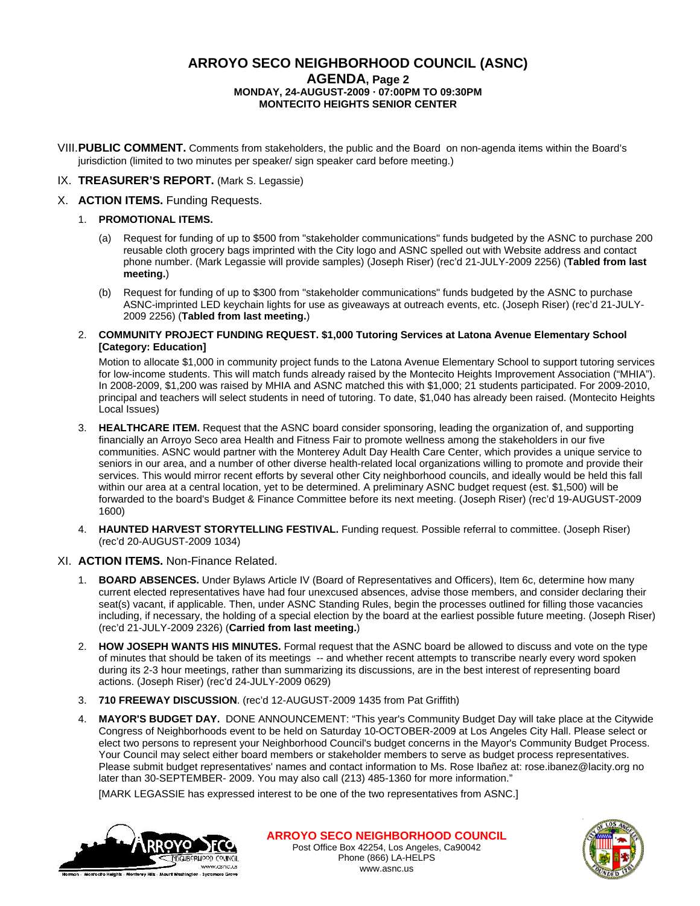# ARROYO SECO NEIGHBORHOOD COUNCIL (ASNC)

## AGENDA, Page 2

**MONDAY, 24-AUGUST-2009 · 07:00PM TO 09:30PM**
**MONTECITO HEIGHTS SENIOR CENTER**

VIII. **PUBLIC COMMENT.** Comments from stakeholders, the public and the Board on non-agenda items within the Board's jurisdiction (limited to two minutes per speaker/ sign speaker card before meeting.)

IX. **TREASURER'S REPORT.** (Mark S. Legassie)

X. **ACTION ITEMS.** Funding Requests.

1. **PROMOTIONAL ITEMS.**

   (a) Request for funding of up to $500 from "stakeholder communications" funds budgeted by the ASNC to purchase 200 reusable cloth grocery bags imprinted with the City logo and ASNC spelled out with Website address and contact phone number. (Mark Legassie will provide samples) (Joseph Riser) (rec'd 21-JULY-2009 2256) (**Tabled from last meeting.**)

   (b) Request for funding of up to $300 from "stakeholder communications" funds budgeted by the ASNC to purchase ASNC-imprinted LED keychain lights for use as giveaways at outreach events, etc. (Joseph Riser) (rec'd 21-JULY-2009 2256) (**Tabled from last meeting.**)

2. **COMMUNITY PROJECT FUNDING REQUEST. $1,000 Tutoring Services at Latona Avenue Elementary School [Category: Education]**

   Motion to allocate $1,000 in community project funds to the Latona Avenue Elementary School to support tutoring services for low-income students. This will match funds already raised by the Montecito Heights Improvement Association ("MHIA"). In 2008-2009, $1,200 was raised by MHIA and ASNC matched this with $1,000; 21 students participated. For 2009-2010, principal and teachers will select students in need of tutoring. To date, $1,040 has already been raised. (Montecito Heights Local Issues)

3. **HEALTHCARE ITEM.** Request that the ASNC board consider sponsoring, leading the organization of, and supporting financially an Arroyo Seco area Health and Fitness Fair to promote wellness among the stakeholders in our five communities. ASNC would partner with the Monterey Adult Day Health Care Center, which provides a unique service to seniors in our area, and a number of other diverse health-related local organizations willing to promote and provide their services. This would mirror recent efforts by several other City neighborhood councils, and ideally would be held this fall within our area at a central location, yet to be determined. A preliminary ASNC budget request (est. $1,500) will be forwarded to the board's Budget & Finance Committee before its next meeting. (Joseph Riser) (rec'd 19-AUGUST-2009 1600)

4. **HAUNTED HARVEST STORYTELLING FESTIVAL.** Funding request. Possible referral to committee. (Joseph Riser) (rec'd 20-AUGUST-2009 1034)

XI. **ACTION ITEMS.** Non-Finance Related.

1. **BOARD ABSENCES.** Under Bylaws Article IV (Board of Representatives and Officers), Item 6c, determine how many current elected representatives have had four unexcused absences, advise those members, and consider declaring their seat(s) vacant, if applicable. Then, under ASNC Standing Rules, begin the processes outlined for filling those vacancies including, if necessary, the holding of a special election by the board at the earliest possible future meeting. (Joseph Riser) (rec'd 21-JULY-2009 2326) (**Carried from last meeting.**)

2. **HOW JOSEPH WANTS HIS MINUTES.** Formal request that the ASNC board be allowed to discuss and vote on the type of minutes that should be taken of its meetings -- and whether recent attempts to transcribe nearly every word spoken during its 2-3 hour meetings, rather than summarizing its discussions, are in the best interest of representing board actions. (Joseph Riser) (rec'd 24-JULY-2009 0629)

3. **710 FREEWAY DISCUSSION**. (rec'd 12-AUGUST-2009 1435 from Pat Griffith)

4. **MAYOR'S BUDGET DAY.** DONE ANNOUNCEMENT: "This year's Community Budget Day will take place at the Citywide Congress of Neighborhoods event to be held on Saturday 10-OCTOBER-2009 at Los Angeles City Hall. Please select or elect two persons to represent your Neighborhood Council's budget concerns in the Mayor's Community Budget Process. Your Council may select either board members or stakeholder members to serve as budget process representatives. Please submit budget representatives' names and contact information to Ms. Rose Ibañez at: rose.ibanez@lacity.org no later than 30-SEPTEMBER- 2009. You may also call (213) 485-1360 for more information."

   [MARK LEGASSIE has expressed interest to be one of the two representatives from ASNC.]

**ARROYO SECO NEIGHBORHOOD COUNCIL**
Post Office Box 42254, Los Angeles, Ca90042
Phone (866) LA-HELPS
www.asnc.us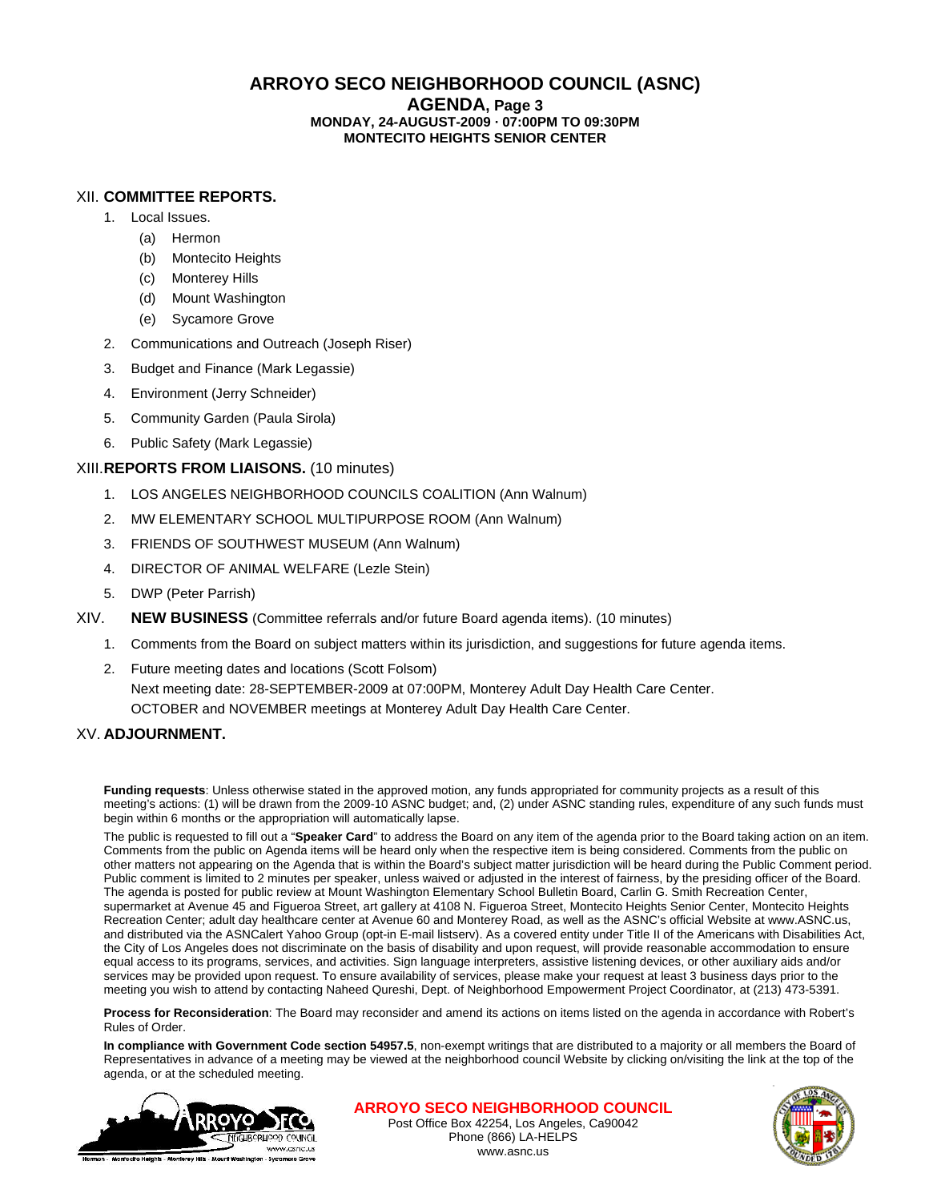# ARROYO SECO NEIGHBORHOOD COUNCIL (ASNC)

## AGENDA, Page 3

**MONDAY, 24-AUGUST-2009 · 07:00PM TO 09:30PM**
**MONTECITO HEIGHTS SENIOR CENTER**

### XII. COMMITTEE REPORTS.

1. Local Issues.
   - (a) Hermon
   - (b) Montecito Heights
   - (c) Monterey Hills
   - (d) Mount Washington
   - (e) Sycamore Grove
2. Communications and Outreach (Joseph Riser)
3. Budget and Finance (Mark Legassie)
4. Environment (Jerry Schneider)
5. Community Garden (Paula Sirola)
6. Public Safety (Mark Legassie)

### XIII. REPORTS FROM LIAISONS. (10 minutes)

1. LOS ANGELES NEIGHBORHOOD COUNCILS COALITION (Ann Walnum)
2. MW ELEMENTARY SCHOOL MULTIPURPOSE ROOM (Ann Walnum)
3. FRIENDS OF SOUTHWEST MUSEUM (Ann Walnum)
4. DIRECTOR OF ANIMAL WELFARE (Lezle Stein)
5. DWP (Peter Parrish)

### XIV. NEW BUSINESS (Committee referrals and/or future Board agenda items). (10 minutes)

1. Comments from the Board on subject matters within its jurisdiction, and suggestions for future agenda items.
2. Future meeting dates and locations (Scott Folsom)
   Next meeting date: 28-SEPTEMBER-2009 at 07:00PM, Monterey Adult Day Health Care Center.
   OCTOBER and NOVEMBER meetings at Monterey Adult Day Health Care Center.

### XV. ADJOURNMENT.

**Funding requests**: Unless otherwise stated in the approved motion, any funds appropriated for community projects as a result of this meeting's actions: (1) will be drawn from the 2009-10 ASNC budget; and, (2) under ASNC standing rules, expenditure of any such funds must begin within 6 months or the appropriation will automatically lapse.

The public is requested to fill out a "**Speaker Card**" to address the Board on any item of the agenda prior to the Board taking action on an item. Comments from the public on Agenda items will be heard only when the respective item is being considered. Comments from the public on other matters not appearing on the Agenda that is within the Board's subject matter jurisdiction will be heard during the Public Comment period. Public comment is limited to 2 minutes per speaker, unless waived or adjusted in the interest of fairness, by the presiding officer of the Board. The agenda is posted for public review at Mount Washington Elementary School Bulletin Board, Carlin G. Smith Recreation Center, supermarket at Avenue 45 and Figueroa Street, art gallery at 4108 N. Figueroa Street, Montecito Heights Senior Center, Montecito Heights Recreation Center; adult day healthcare center at Avenue 60 and Monterey Road, as well as the ASNC's official Website at www.ASNC.us, and distributed via the ASNCalert Yahoo Group (opt-in E-mail listserv). As a covered entity under Title II of the Americans with Disabilities Act, the City of Los Angeles does not discriminate on the basis of disability and upon request, will provide reasonable accommodation to ensure equal access to its programs, services, and activities. Sign language interpreters, assistive listening devices, or other auxiliary aids and/or services may be provided upon request. To ensure availability of services, please make your request at least 3 business days prior to the meeting you wish to attend by contacting Naheed Qureshi, Dept. of Neighborhood Empowerment Project Coordinator, at (213) 473-5391.

**Process for Reconsideration**: The Board may reconsider and amend its actions on items listed on the agenda in accordance with Robert's Rules of Order.

**In compliance with Government Code section 54957.5**, non-exempt writings that are distributed to a majority or all members the Board of Representatives in advance of a meeting may be viewed at the neighborhood council Website by clicking on/visiting the link at the top of the agenda, or at the scheduled meeting.

**ARROYO SECO NEIGHBORHOOD COUNCIL**
Post Office Box 42254, Los Angeles, Ca90042
Phone (866) LA-HELPS
www.asnc.us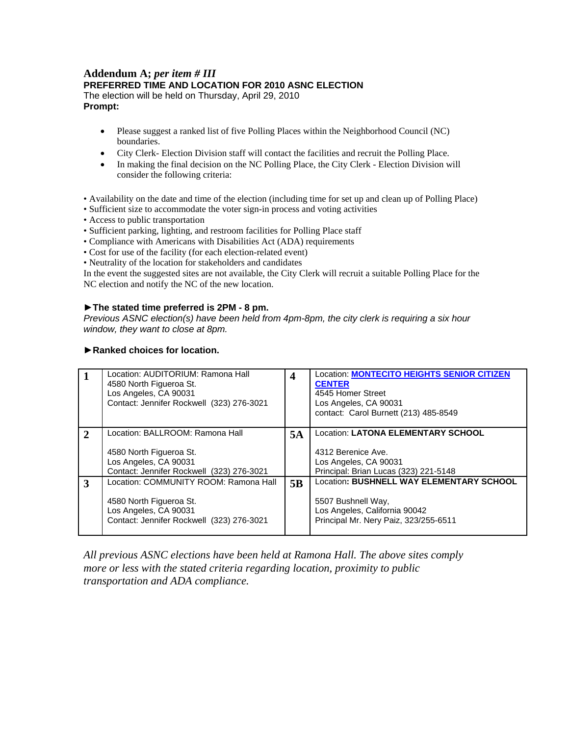## Addendum A; *per item # III*

**PREFERRED TIME AND LOCATION FOR 2010 ASNC ELECTION**

The election will be held on Thursday, April 29, 2010

**Prompt:**

- Please suggest a ranked list of five Polling Places within the Neighborhood Council (NC) boundaries.
- City Clerk- Election Division staff will contact the facilities and recruit the Polling Place.
- In making the final decision on the NC Polling Place, the City Clerk - Election Division will consider the following criteria:

• Availability on the date and time of the election (including time for set up and clean up of Polling Place)
• Sufficient size to accommodate the voter sign-in process and voting activities
• Access to public transportation
• Sufficient parking, lighting, and restroom facilities for Polling Place staff
• Compliance with Americans with Disabilities Act (ADA) requirements
• Cost for use of the facility (for each election-related event)
• Neutrality of the location for stakeholders and candidates

In the event the suggested sites are not available, the City Clerk will recruit a suitable Polling Place for the NC election and notify the NC of the new location.

**►The stated time preferred is 2PM - 8 pm.**

*Previous ASNC election(s) have been held from 4pm-8pm, the city clerk is requiring a six hour window, they want to close at 8pm.*

**►Ranked choices for location.**

| | | | |
|---|---|---|---|
| **1** | Location: AUDITORIUM: Ramona Hall<br>4580 North Figueroa St.<br>Los Angeles, CA 90031<br>Contact: Jennifer Rockwell (323) 276-3021 | **4** | Location: **MONTECITO HEIGHTS SENIOR CITIZEN CENTER**<br>4545 Homer Street<br>Los Angeles, CA 90031<br>contact: Carol Burnett (213) 485-8549 |
| **2** | Location: BALLROOM: Ramona Hall<br>4580 North Figueroa St.<br>Los Angeles, CA 90031<br>Contact: Jennifer Rockwell (323) 276-3021 | **5A** | Location: **LATONA ELEMENTARY SCHOOL**<br>4312 Berenice Ave.<br>Los Angeles, CA 90031<br>Principal: Brian Lucas (323) 221-5148 |
| **3** | Location: COMMUNITY ROOM: Ramona Hall<br>4580 North Figueroa St.<br>Los Angeles, CA 90031<br>Contact: Jennifer Rockwell (323) 276-3021 | **5B** | Location**: BUSHNELL WAY ELEMENTARY SCHOOL**<br>5507 Bushnell Way,<br>Los Angeles, California 90042<br>Principal Mr. Nery Paiz, 323/255-6511 |

*All previous ASNC elections have been held at Ramona Hall. The above sites comply more or less with the stated criteria regarding location, proximity to public transportation and ADA compliance.*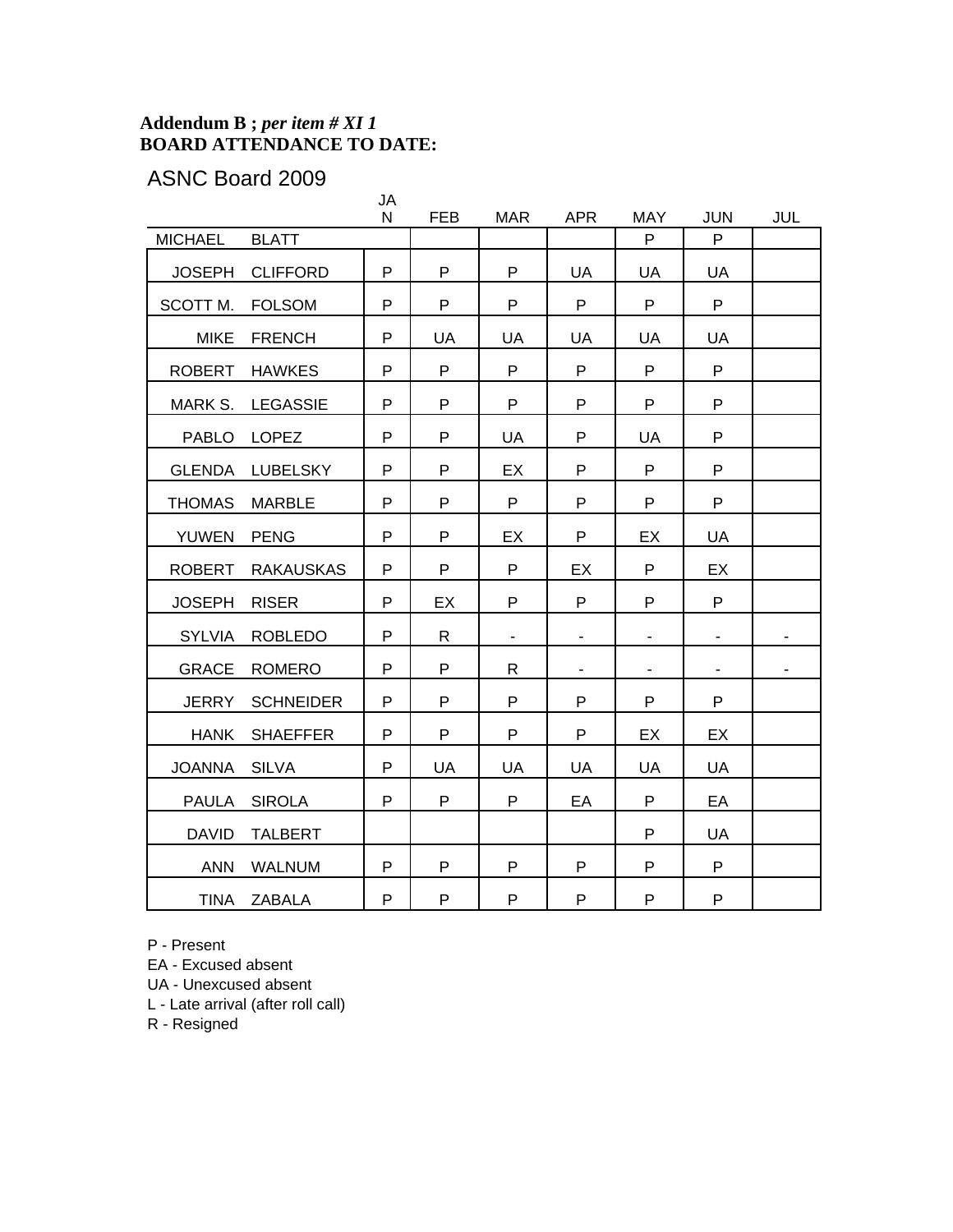**Addendum B ;** ***per item # XI 1***
**BOARD ATTENDANCE TO DATE:**

ASNC Board 2009

| | | JAN | FEB | MAR | APR | MAY | JUN | JUL |
|---|---|---|---|---|---|---|---|---|
| MICHAEL | BLATT | | | | | P | P | |
| JOSEPH | CLIFFORD | P | P | P | UA | UA | UA | |
| SCOTT M. | FOLSOM | P | P | P | P | P | P | |
| MIKE | FRENCH | P | UA | UA | UA | UA | UA | |
| ROBERT | HAWKES | P | P | P | P | P | P | |
| MARK S. | LEGASSIE | P | P | P | P | P | P | |
| PABLO | LOPEZ | P | P | UA | P | UA | P | |
| GLENDA | LUBELSKY | P | P | EX | P | P | P | |
| THOMAS | MARBLE | P | P | P | P | P | P | |
| YUWEN | PENG | P | P | EX | P | EX | UA | |
| ROBERT | RAKAUSKAS | P | P | P | EX | P | EX | |
| JOSEPH | RISER | P | EX | P | P | P | P | |
| SYLVIA | ROBLEDO | P | R | - | - | - | - | - |
| GRACE | ROMERO | P | P | R | - | - | - | - |
| JERRY | SCHNEIDER | P | P | P | P | P | P | |
| HANK | SHAEFFER | P | P | P | P | EX | EX | |
| JOANNA | SILVA | P | UA | UA | UA | UA | UA | |
| PAULA | SIROLA | P | P | P | EA | P | EA | |
| DAVID | TALBERT | | | | | P | UA | |
| ANN | WALNUM | P | P | P | P | P | P | |
| TINA | ZABALA | P | P | P | P | P | P | |

P - Present
EA - Excused absent
UA - Unexcused absent
L - Late arrival (after roll call)
R - Resigned